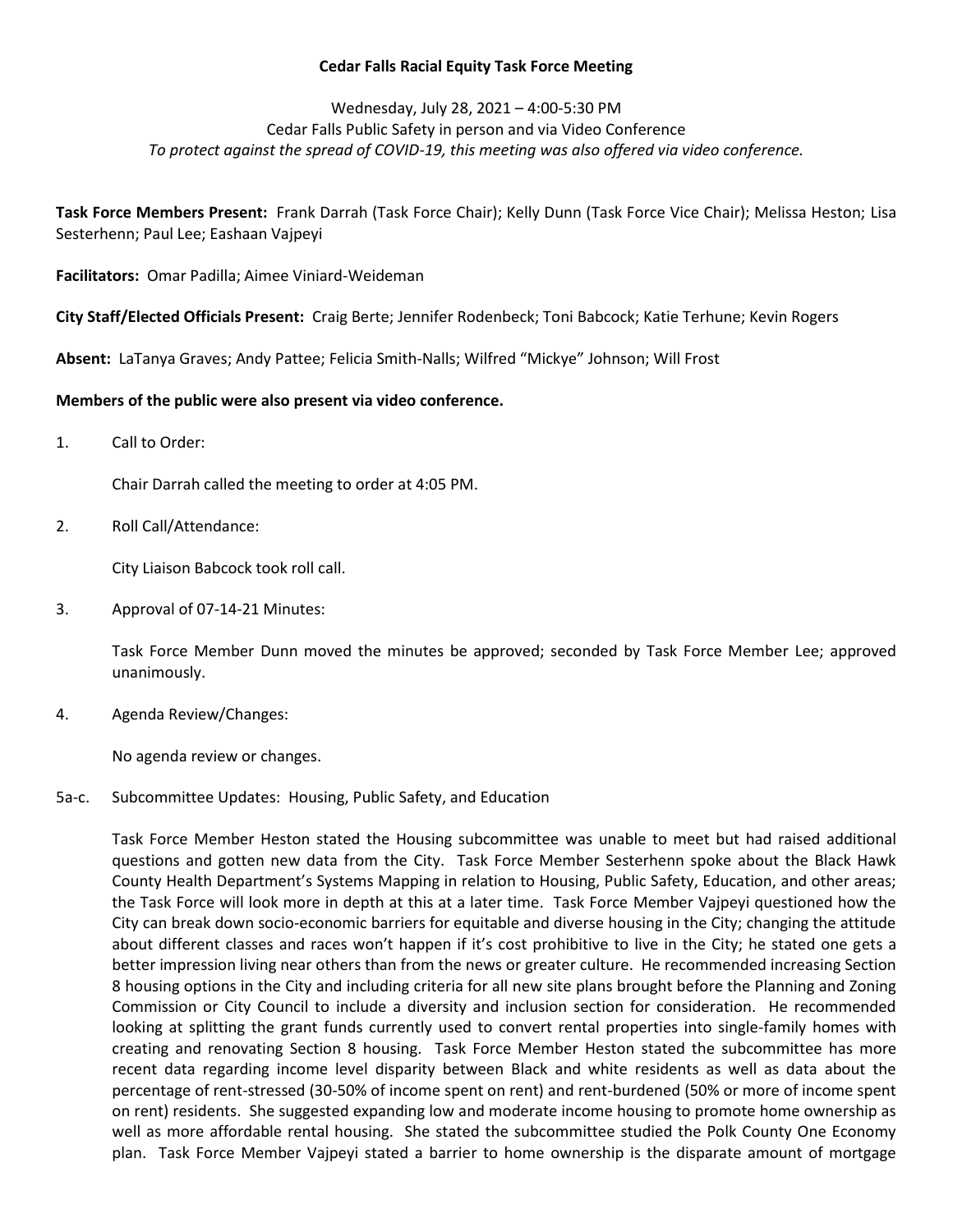**Cedar Falls Racial Equity Task Force Meeting**

Wednesday, July 28, 2021 – 4:00-5:30 PM
Cedar Falls Public Safety in person and via Video Conference
*To protect against the spread of COVID-19, this meeting was also offered via video conference.*

**Task Force Members Present:** Frank Darrah (Task Force Chair); Kelly Dunn (Task Force Vice Chair); Melissa Heston; Lisa Sesterhenn; Paul Lee; Eashaan Vajpeyi

**Facilitators:** Omar Padilla; Aimee Viniard-Weideman

**City Staff/Elected Officials Present:** Craig Berte; Jennifer Rodenbeck; Toni Babcock; Katie Terhune; Kevin Rogers

**Absent:** LaTanya Graves; Andy Pattee; Felicia Smith-Nalls; Wilfred "Mickye" Johnson; Will Frost

**Members of the public were also present via video conference.**

1. Call to Order:

   Chair Darrah called the meeting to order at 4:05 PM.

2. Roll Call/Attendance:

   City Liaison Babcock took roll call.

3. Approval of 07-14-21 Minutes:

   Task Force Member Dunn moved the minutes be approved; seconded by Task Force Member Lee; approved unanimously.

4. Agenda Review/Changes:

   No agenda review or changes.

5a-c. Subcommittee Updates: Housing, Public Safety, and Education

   Task Force Member Heston stated the Housing subcommittee was unable to meet but had raised additional questions and gotten new data from the City. Task Force Member Sesterhenn spoke about the Black Hawk County Health Department's Systems Mapping in relation to Housing, Public Safety, Education, and other areas; the Task Force will look more in depth at this at a later time. Task Force Member Vajpeyi questioned how the City can break down socio-economic barriers for equitable and diverse housing in the City; changing the attitude about different classes and races won't happen if it's cost prohibitive to live in the City; he stated one gets a better impression living near others than from the news or greater culture. He recommended increasing Section 8 housing options in the City and including criteria for all new site plans brought before the Planning and Zoning Commission or City Council to include a diversity and inclusion section for consideration. He recommended looking at splitting the grant funds currently used to convert rental properties into single-family homes with creating and renovating Section 8 housing. Task Force Member Heston stated the subcommittee has more recent data regarding income level disparity between Black and white residents as well as data about the percentage of rent-stressed (30-50% of income spent on rent) and rent-burdened (50% or more of income spent on rent) residents. She suggested expanding low and moderate income housing to promote home ownership as well as more affordable rental housing. She stated the subcommittee studied the Polk County One Economy plan. Task Force Member Vajpeyi stated a barrier to home ownership is the disparate amount of mortgage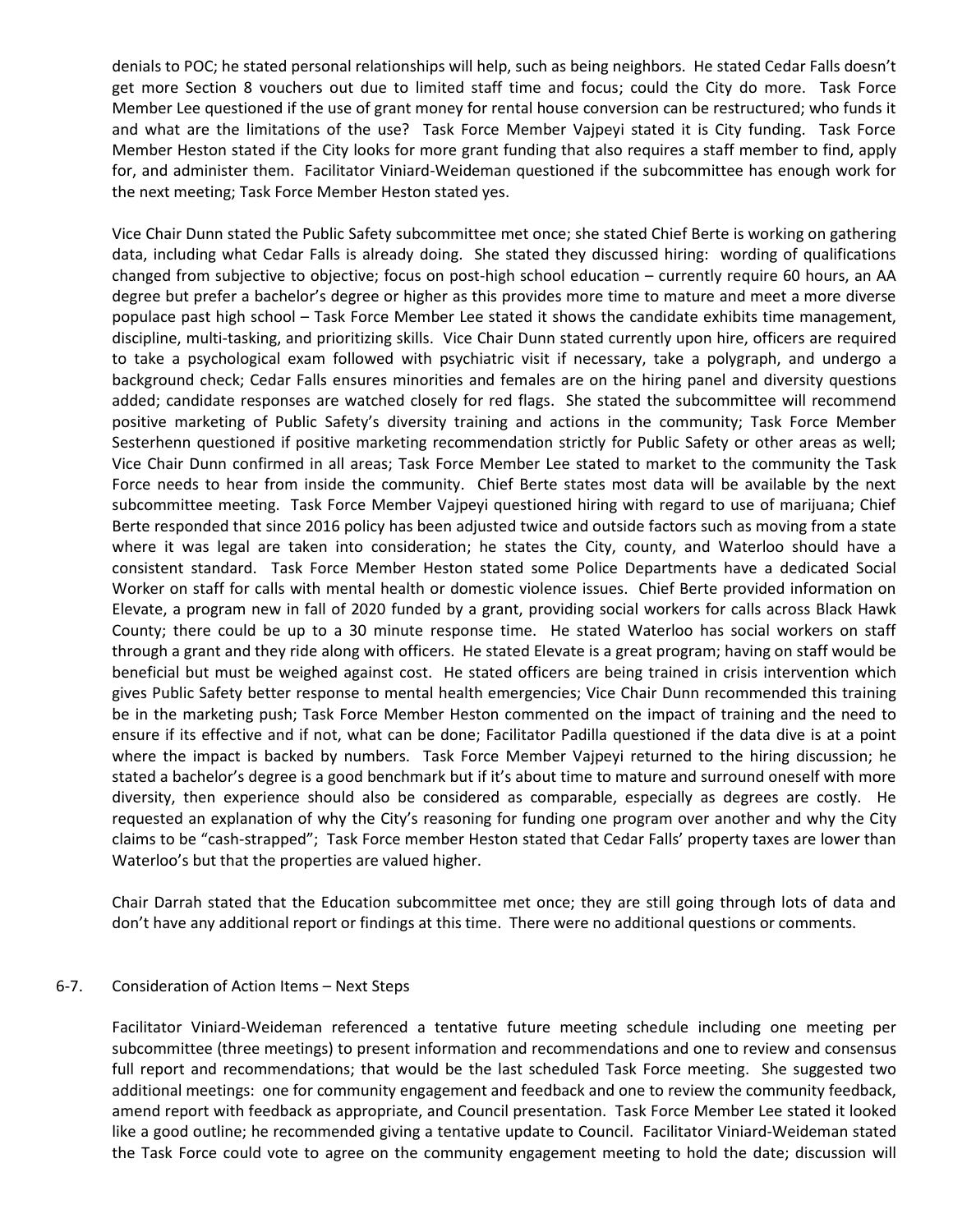denials to POC; he stated personal relationships will help, such as being neighbors. He stated Cedar Falls doesn't get more Section 8 vouchers out due to limited staff time and focus; could the City do more. Task Force Member Lee questioned if the use of grant money for rental house conversion can be restructured; who funds it and what are the limitations of the use? Task Force Member Vajpeyi stated it is City funding. Task Force Member Heston stated if the City looks for more grant funding that also requires a staff member to find, apply for, and administer them. Facilitator Viniard-Weideman questioned if the subcommittee has enough work for the next meeting; Task Force Member Heston stated yes.

Vice Chair Dunn stated the Public Safety subcommittee met once; she stated Chief Berte is working on gathering data, including what Cedar Falls is already doing. She stated they discussed hiring: wording of qualifications changed from subjective to objective; focus on post-high school education – currently require 60 hours, an AA degree but prefer a bachelor's degree or higher as this provides more time to mature and meet a more diverse populace past high school – Task Force Member Lee stated it shows the candidate exhibits time management, discipline, multi-tasking, and prioritizing skills. Vice Chair Dunn stated currently upon hire, officers are required to take a psychological exam followed with psychiatric visit if necessary, take a polygraph, and undergo a background check; Cedar Falls ensures minorities and females are on the hiring panel and diversity questions added; candidate responses are watched closely for red flags. She stated the subcommittee will recommend positive marketing of Public Safety's diversity training and actions in the community; Task Force Member Sesterhenn questioned if positive marketing recommendation strictly for Public Safety or other areas as well; Vice Chair Dunn confirmed in all areas; Task Force Member Lee stated to market to the community the Task Force needs to hear from inside the community. Chief Berte states most data will be available by the next subcommittee meeting. Task Force Member Vajpeyi questioned hiring with regard to use of marijuana; Chief Berte responded that since 2016 policy has been adjusted twice and outside factors such as moving from a state where it was legal are taken into consideration; he states the City, county, and Waterloo should have a consistent standard. Task Force Member Heston stated some Police Departments have a dedicated Social Worker on staff for calls with mental health or domestic violence issues. Chief Berte provided information on Elevate, a program new in fall of 2020 funded by a grant, providing social workers for calls across Black Hawk County; there could be up to a 30 minute response time. He stated Waterloo has social workers on staff through a grant and they ride along with officers. He stated Elevate is a great program; having on staff would be beneficial but must be weighed against cost. He stated officers are being trained in crisis intervention which gives Public Safety better response to mental health emergencies; Vice Chair Dunn recommended this training be in the marketing push; Task Force Member Heston commented on the impact of training and the need to ensure if its effective and if not, what can be done; Facilitator Padilla questioned if the data dive is at a point where the impact is backed by numbers. Task Force Member Vajpeyi returned to the hiring discussion; he stated a bachelor's degree is a good benchmark but if it's about time to mature and surround oneself with more diversity, then experience should also be considered as comparable, especially as degrees are costly. He requested an explanation of why the City's reasoning for funding one program over another and why the City claims to be "cash-strapped"; Task Force member Heston stated that Cedar Falls' property taxes are lower than Waterloo's but that the properties are valued higher.

Chair Darrah stated that the Education subcommittee met once; they are still going through lots of data and don't have any additional report or findings at this time. There were no additional questions or comments.

6-7. Consideration of Action Items – Next Steps

Facilitator Viniard-Weideman referenced a tentative future meeting schedule including one meeting per subcommittee (three meetings) to present information and recommendations and one to review and consensus full report and recommendations; that would be the last scheduled Task Force meeting. She suggested two additional meetings: one for community engagement and feedback and one to review the community feedback, amend report with feedback as appropriate, and Council presentation. Task Force Member Lee stated it looked like a good outline; he recommended giving a tentative update to Council. Facilitator Viniard-Weideman stated the Task Force could vote to agree on the community engagement meeting to hold the date; discussion will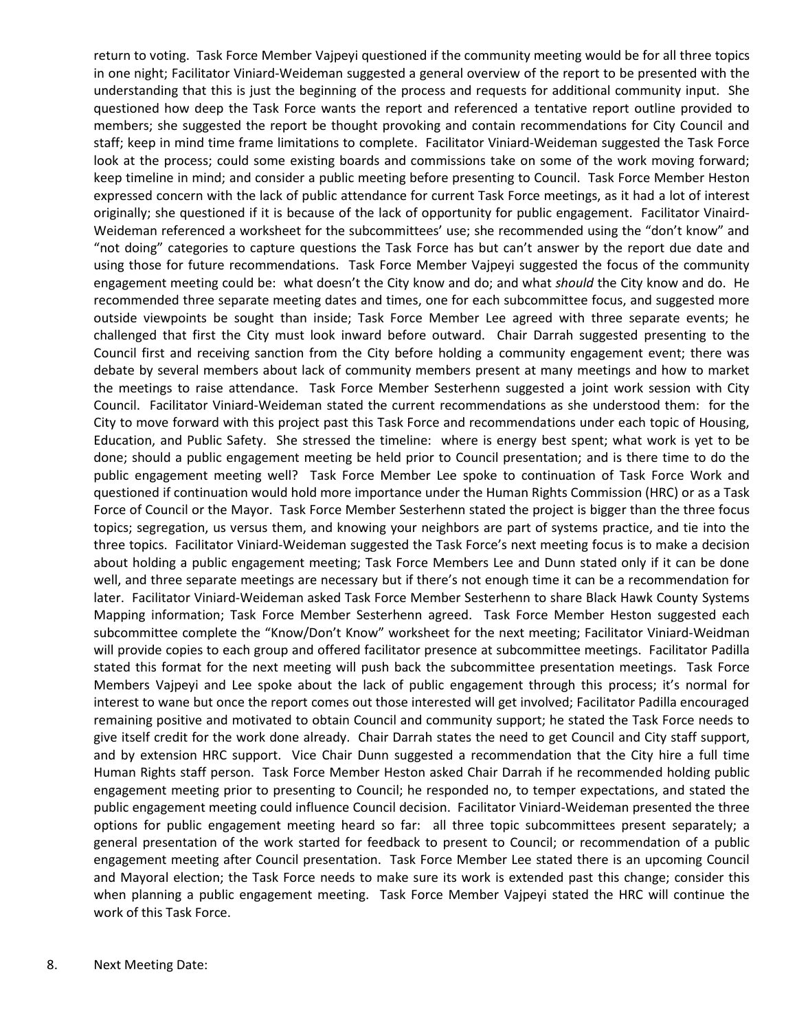return to voting. Task Force Member Vajpeyi questioned if the community meeting would be for all three topics in one night; Facilitator Viniard-Weideman suggested a general overview of the report to be presented with the understanding that this is just the beginning of the process and requests for additional community input. She questioned how deep the Task Force wants the report and referenced a tentative report outline provided to members; she suggested the report be thought provoking and contain recommendations for City Council and staff; keep in mind time frame limitations to complete. Facilitator Viniard-Weideman suggested the Task Force look at the process; could some existing boards and commissions take on some of the work moving forward; keep timeline in mind; and consider a public meeting before presenting to Council. Task Force Member Heston expressed concern with the lack of public attendance for current Task Force meetings, as it had a lot of interest originally; she questioned if it is because of the lack of opportunity for public engagement. Facilitator Vinaird-Weideman referenced a worksheet for the subcommittees' use; she recommended using the "don't know" and "not doing" categories to capture questions the Task Force has but can't answer by the report due date and using those for future recommendations. Task Force Member Vajpeyi suggested the focus of the community engagement meeting could be: what doesn't the City know and do; and what *should* the City know and do. He recommended three separate meeting dates and times, one for each subcommittee focus, and suggested more outside viewpoints be sought than inside; Task Force Member Lee agreed with three separate events; he challenged that first the City must look inward before outward. Chair Darrah suggested presenting to the Council first and receiving sanction from the City before holding a community engagement event; there was debate by several members about lack of community members present at many meetings and how to market the meetings to raise attendance. Task Force Member Sesterhenn suggested a joint work session with City Council. Facilitator Viniard-Weideman stated the current recommendations as she understood them: for the City to move forward with this project past this Task Force and recommendations under each topic of Housing, Education, and Public Safety. She stressed the timeline: where is energy best spent; what work is yet to be done; should a public engagement meeting be held prior to Council presentation; and is there time to do the public engagement meeting well? Task Force Member Lee spoke to continuation of Task Force Work and questioned if continuation would hold more importance under the Human Rights Commission (HRC) or as a Task Force of Council or the Mayor. Task Force Member Sesterhenn stated the project is bigger than the three focus topics; segregation, us versus them, and knowing your neighbors are part of systems practice, and tie into the three topics. Facilitator Viniard-Weideman suggested the Task Force's next meeting focus is to make a decision about holding a public engagement meeting; Task Force Members Lee and Dunn stated only if it can be done well, and three separate meetings are necessary but if there's not enough time it can be a recommendation for later. Facilitator Viniard-Weideman asked Task Force Member Sesterhenn to share Black Hawk County Systems Mapping information; Task Force Member Sesterhenn agreed. Task Force Member Heston suggested each subcommittee complete the "Know/Don't Know" worksheet for the next meeting; Facilitator Viniard-Weidman will provide copies to each group and offered facilitator presence at subcommittee meetings. Facilitator Padilla stated this format for the next meeting will push back the subcommittee presentation meetings. Task Force Members Vajpeyi and Lee spoke about the lack of public engagement through this process; it's normal for interest to wane but once the report comes out those interested will get involved; Facilitator Padilla encouraged remaining positive and motivated to obtain Council and community support; he stated the Task Force needs to give itself credit for the work done already. Chair Darrah states the need to get Council and City staff support, and by extension HRC support. Vice Chair Dunn suggested a recommendation that the City hire a full time Human Rights staff person. Task Force Member Heston asked Chair Darrah if he recommended holding public engagement meeting prior to presenting to Council; he responded no, to temper expectations, and stated the public engagement meeting could influence Council decision. Facilitator Viniard-Weideman presented the three options for public engagement meeting heard so far: all three topic subcommittees present separately; a general presentation of the work started for feedback to present to Council; or recommendation of a public engagement meeting after Council presentation. Task Force Member Lee stated there is an upcoming Council and Mayoral election; the Task Force needs to make sure its work is extended past this change; consider this when planning a public engagement meeting. Task Force Member Vajpeyi stated the HRC will continue the work of this Task Force.

8. Next Meeting Date: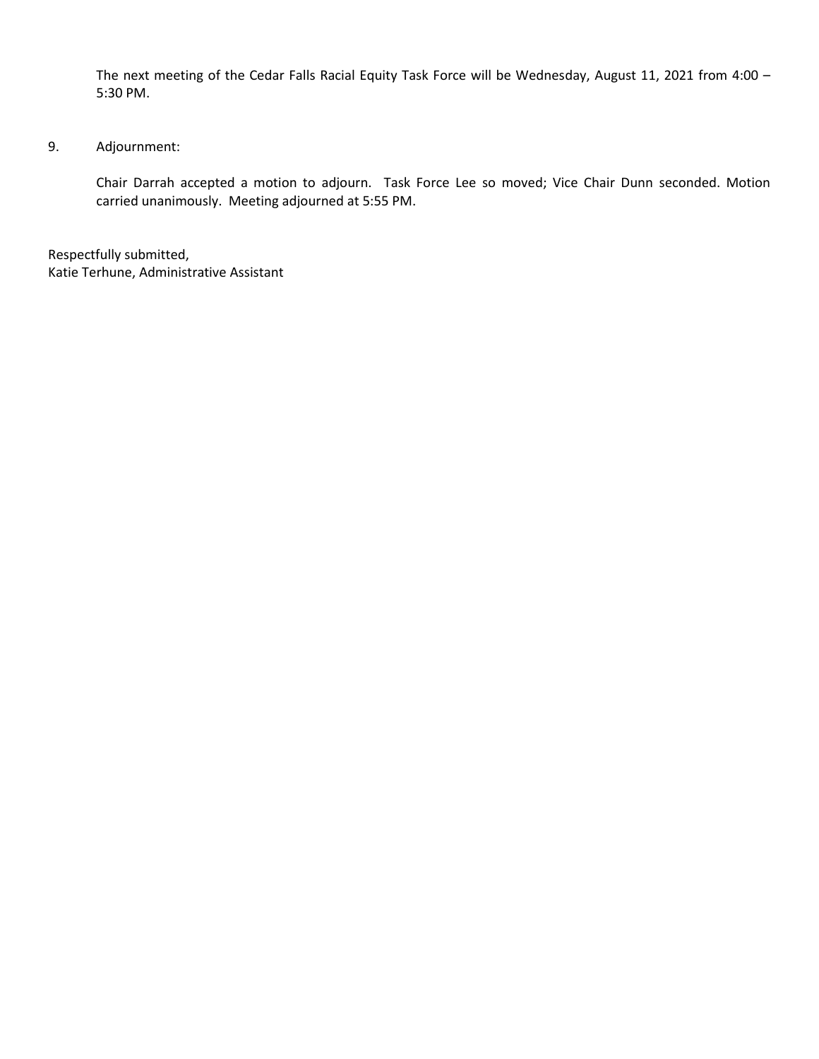The next meeting of the Cedar Falls Racial Equity Task Force will be Wednesday, August 11, 2021 from 4:00 – 5:30 PM.

9. Adjournment:

Chair Darrah accepted a motion to adjourn. Task Force Lee so moved; Vice Chair Dunn seconded. Motion carried unanimously. Meeting adjourned at 5:55 PM.

Respectfully submitted,
Katie Terhune, Administrative Assistant